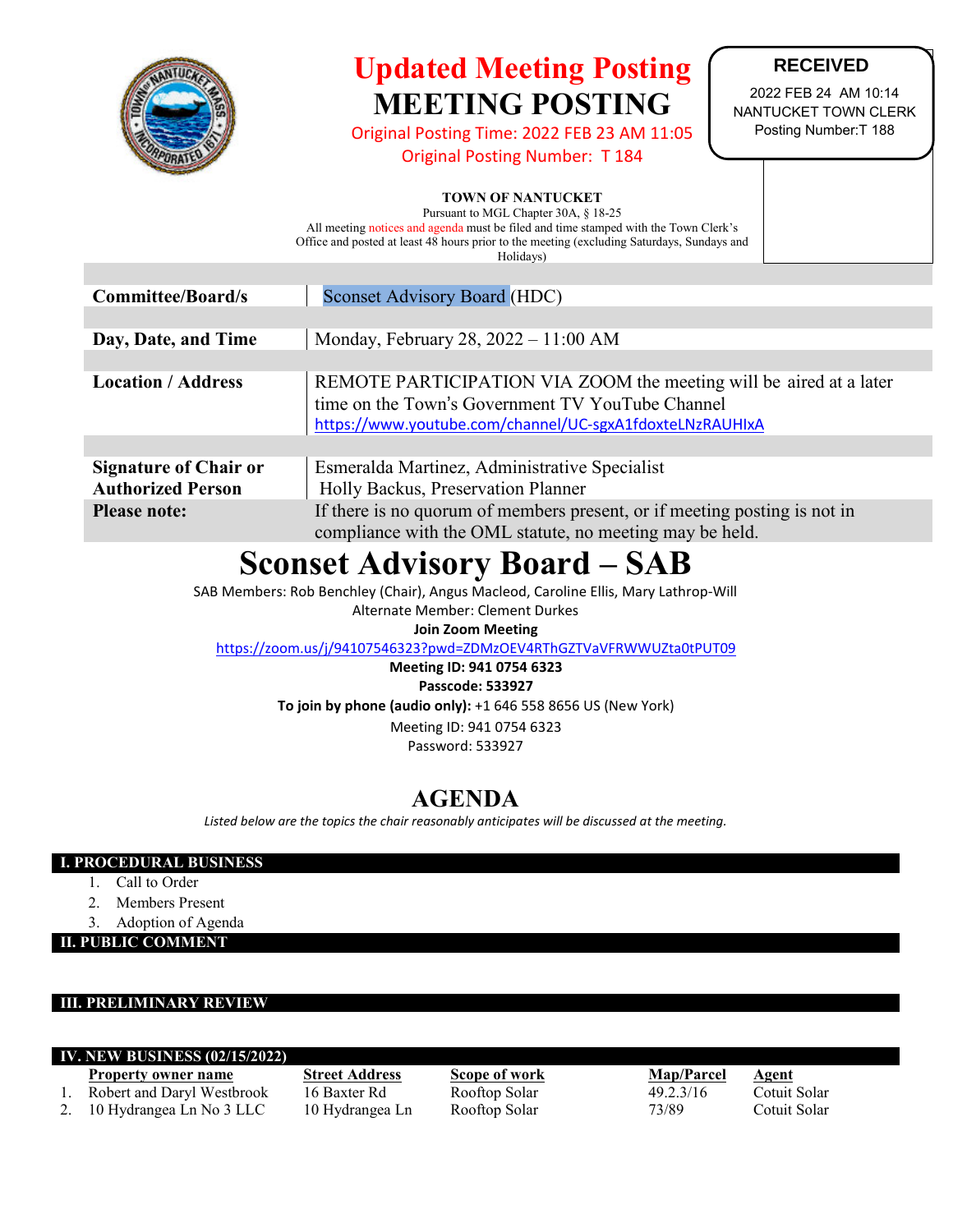# Updated Meeting Posting

# MEETING POSTING

Original Posting Time: 2022 FEB 23 AM 11:05
Original Posting Number: T 184

**RECEIVED**
2022 FEB 24 AM 10:14
NANTUCKET TOWN CLERK
Posting Number:T 188

**TOWN OF NANTUCKET**
Pursuant to MGL Chapter 30A, § 18-25
All meeting notices and agenda must be filed and time stamped with the Town Clerk's Office and posted at least 48 hours prior to the meeting (excluding Saturdays, Sundays and Holidays)

| | |
|---|---|
| **Committee/Board/s** | Sconset Advisory Board (HDC) |
| **Day, Date, and Time** | Monday, February 28, 2022 – 11:00 AM |
| **Location / Address** | REMOTE PARTICIPATION VIA ZOOM the meeting will be aired at a later time on the Town's Government TV YouTube Channel https://www.youtube.com/channel/UC-sgxA1fdoxteLNzRAUHIxA |
| **Signature of Chair or Authorized Person** | Esmeralda Martinez, Administrative Specialist<br>Holly Backus, Preservation Planner |
| **Please note:** | If there is no quorum of members present, or if meeting posting is not in compliance with the OML statute, no meeting may be held. |

# Sconset Advisory Board – SAB

SAB Members: Rob Benchley (Chair), Angus Macleod, Caroline Ellis, Mary Lathrop-Will
Alternate Member: Clement Durkes

**Join Zoom Meeting**
https://zoom.us/j/94107546323?pwd=ZDMzOEV4RThGZTVaVFRWWUZta0tPUT09
**Meeting ID: 941 0754 6323**
**Passcode: 533927**
**To join by phone (audio only):** +1 646 558 8656 US (New York)
Meeting ID: 941 0754 6323
Password: 533927

## AGENDA

*Listed below are the topics the chair reasonably anticipates will be discussed at the meeting.*

### I. PROCEDURAL BUSINESS

1. Call to Order
2. Members Present
3. Adoption of Agenda

### II. PUBLIC COMMENT

### III. PRELIMINARY REVIEW

### IV. NEW BUSINESS (02/15/2022)

| | Property owner name | Street Address | Scope of work | Map/Parcel | Agent |
|---|---|---|---|---|---|
| 1. | Robert and Daryl Westbrook | 16 Baxter Rd | Rooftop Solar | 49.2.3/16 | Cotuit Solar |
| 2. | 10 Hydrangea Ln No 3 LLC | 10 Hydrangea Ln | Rooftop Solar | 73/89 | Cotuit Solar |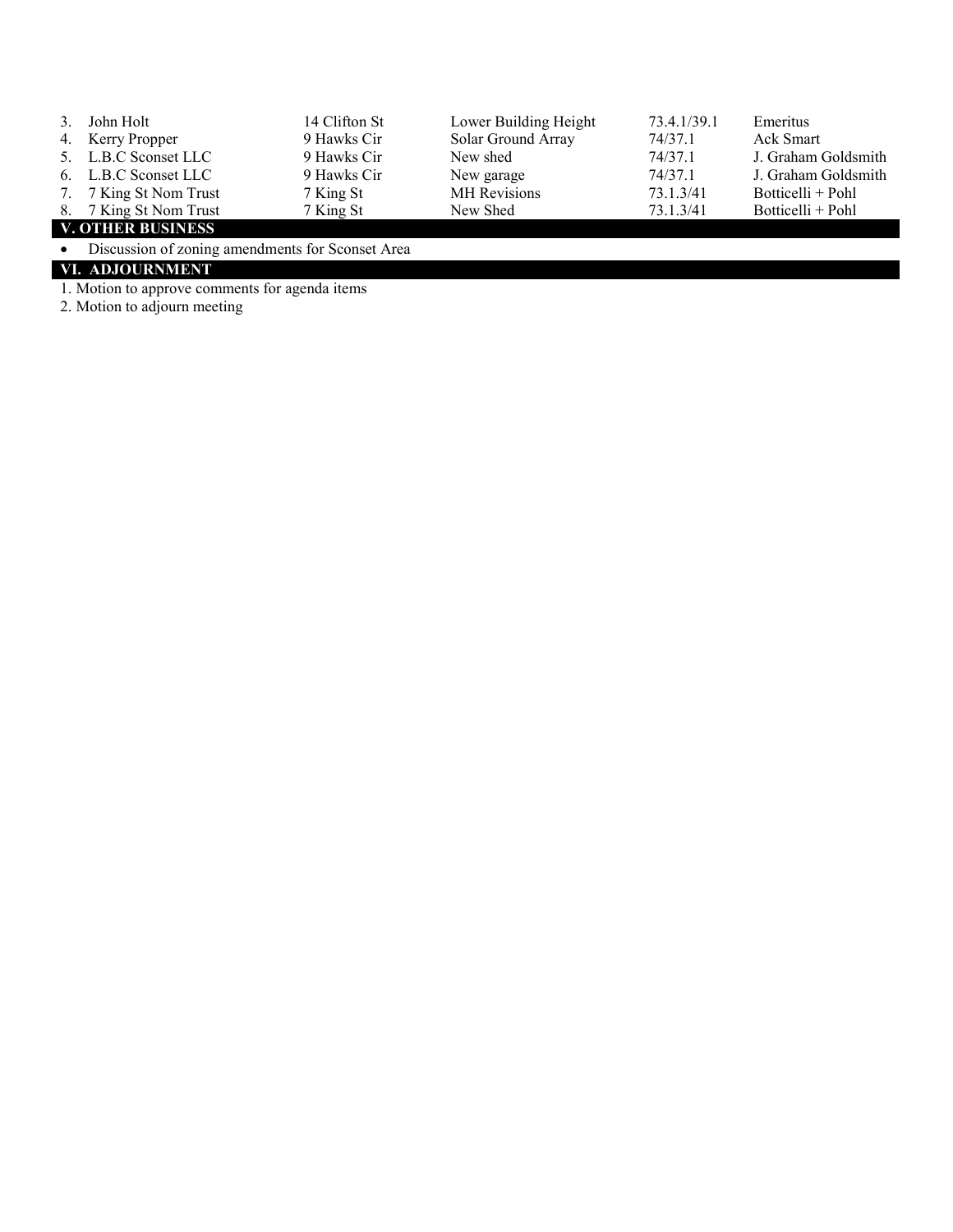| | | | | | |
|---|---|---|---|---|---|
| 3. | John Holt | 14 Clifton St | Lower Building Height | 73.4.1/39.1 | Emeritus |
| 4. | Kerry Propper | 9 Hawks Cir | Solar Ground Array | 74/37.1 | Ack Smart |
| 5. | L.B.C Sconset LLC | 9 Hawks Cir | New shed | 74/37.1 | J. Graham Goldsmith |
| 6. | L.B.C Sconset LLC | 9 Hawks Cir | New garage | 74/37.1 | J. Graham Goldsmith |
| 7. | 7 King St Nom Trust | 7 King St | MH Revisions | 73.1.3/41 | Botticelli + Pohl |
| 8. | 7 King St Nom Trust | 7 King St | New Shed | 73.1.3/41 | Botticelli + Pohl |

## V. OTHER BUSINESS

- Discussion of zoning amendments for Sconset Area

## VI. ADJOURNMENT

1. Motion to approve comments for agenda items
2. Motion to adjourn meeting